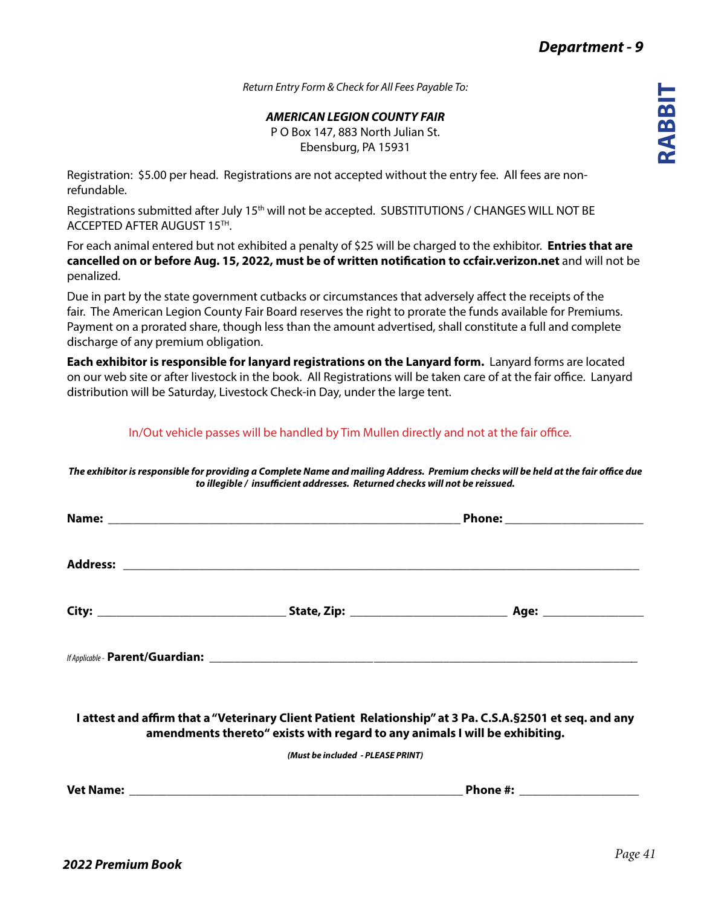*Return Entry Form & Check for All Fees Payable To:*

***AMERICAN LEGION COUNTY FAIR***
P O Box 147, 883 North Julian St.
Ebensburg, PA 15931

Registration: $5.00 per head. Registrations are not accepted without the entry fee. All fees are non-refundable.

Registrations submitted after July 15th will not be accepted. SUBSTITUTIONS / CHANGES WILL NOT BE ACCEPTED AFTER AUGUST 15TH.

For each animal entered but not exhibited a penalty of $25 will be charged to the exhibitor. **Entries that are cancelled on or before Aug. 15, 2022, must be of written notification to ccfair.verizon.net** and will not be penalized.

Due in part by the state government cutbacks or circumstances that adversely affect the receipts of the fair. The American Legion County Fair Board reserves the right to prorate the funds available for Premiums. Payment on a prorated share, though less than the amount advertised, shall constitute a full and complete discharge of any premium obligation.

**Each exhibitor is responsible for lanyard registrations on the Lanyard form.** Lanyard forms are located on our web site or after livestock in the book. All Registrations will be taken care of at the fair office. Lanyard distribution will be Saturday, Livestock Check-in Day, under the large tent.

In/Out vehicle passes will be handled by Tim Mullen directly and not at the fair office.

***The exhibitor is responsible for providing a Complete Name and mailing Address. Premium checks will be held at the fair office due to illegible / insufficient addresses. Returned checks will not be reissued.***

**Name:** ____________________________________________ **Phone:** ____________________

**Address:** __________________________________________________________________

**City:** ________________________ **State, Zip:** ____________________ **Age:** ____________

*If Applicable -* **Parent/Guardian:** ______________________________________________________

**I attest and affirm that a "Veterinary Client Patient Relationship" at 3 Pa. C.S.A.§2501 et seq. and any amendments thereto" exists with regard to any animals I will be exhibiting.**

***(Must be included - PLEASE PRINT)***

**Vet Name:** ________________________________________ **Phone #:** ________________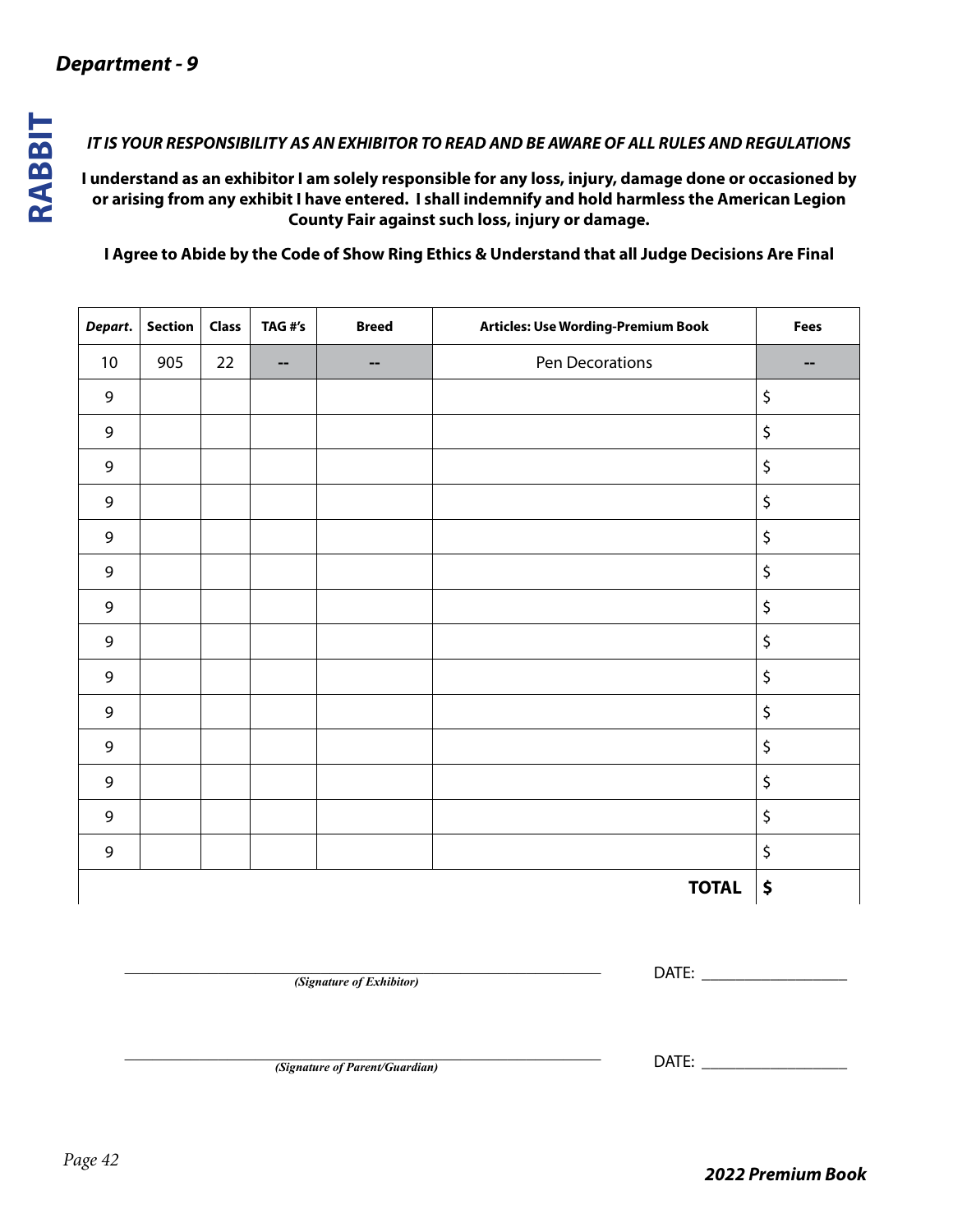## Department - 9

**RABBIT**

***IT IS YOUR RESPONSIBILITY AS AN EXHIBITOR TO READ AND BE AWARE OF ALL RULES AND REGULATIONS***

**I understand as an exhibitor I am solely responsible for any loss, injury, damage done or occasioned by or arising from any exhibit I have entered. I shall indemnify and hold harmless the American Legion County Fair against such loss, injury or damage.**

**I Agree to Abide by the Code of Show Ring Ethics & Understand that all Judge Decisions Are Final**

| *Depart.* | Section | Class | TAG #'s | Breed | Articles: Use Wording-Premium Book | Fees |
|---|---|---|---|---|---|---|
| 10 | 905 | 22 | -- | -- | Pen Decorations | -- |
| 9 | | | | | | $ |
| 9 | | | | | | $ |
| 9 | | | | | | $ |
| 9 | | | | | | $ |
| 9 | | | | | | $ |
| 9 | | | | | | $ |
| 9 | | | | | | $ |
| 9 | | | | | | $ |
| 9 | | | | | | $ |
| 9 | | | | | | $ |
| 9 | | | | | | $ |
| 9 | | | | | | $ |
| 9 | | | | | | $ |
| 9 | | | | | | $ |
| | | | | | **TOTAL** | **$** |

_______________________________________________ DATE: ______________
*(Signature of Exhibitor)*

_______________________________________________ DATE: ______________
*(Signature of Parent/Guardian)*